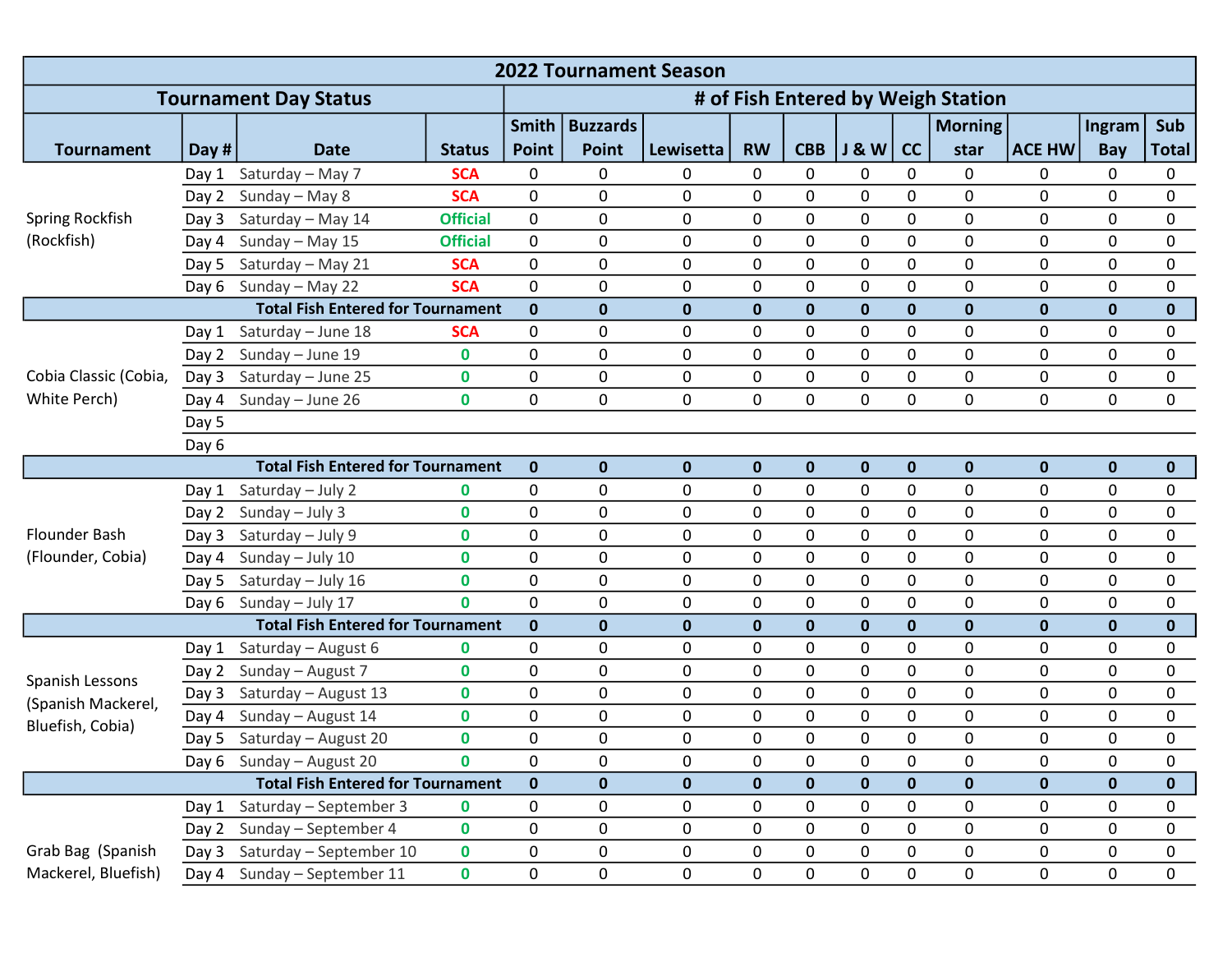| 2022 Tournament Season | | | | | | | | | | | | | | |
|---|---|---|---|---|---|---|---|---|---|---|---|---|---|---|
| Tournament Day Status | | | | # of Fish Entered by Weigh Station | | | | | | | | | | |
| Tournament | Day # | Date | Status | Smith Point | Buzzards Point | Lewisetta | RW | CBB | J & W | CC | Morning star | ACE HW | Ingram Bay | Sub Total |
| Spring Rockfish (Rockfish) | Day 1 | Saturday – May 7 | SCA | 0 | 0 | 0 | 0 | 0 | 0 | 0 | 0 | 0 | 0 | 0 |
| | Day 2 | Sunday – May 8 | SCA | 0 | 0 | 0 | 0 | 0 | 0 | 0 | 0 | 0 | 0 | 0 |
| | Day 3 | Saturday – May 14 | Official | 0 | 0 | 0 | 0 | 0 | 0 | 0 | 0 | 0 | 0 | 0 |
| | Day 4 | Sunday – May 15 | Official | 0 | 0 | 0 | 0 | 0 | 0 | 0 | 0 | 0 | 0 | 0 |
| | Day 5 | Saturday – May 21 | SCA | 0 | 0 | 0 | 0 | 0 | 0 | 0 | 0 | 0 | 0 | 0 |
| | Day 6 | Sunday – May 22 | SCA | 0 | 0 | 0 | 0 | 0 | 0 | 0 | 0 | 0 | 0 | 0 |
| **Total Fish Entered for Tournament** | | | | **0** | **0** | **0** | **0** | **0** | **0** | **0** | **0** | **0** | **0** | **0** |
| Cobia Classic (Cobia, White Perch) | Day 1 | Saturday – June 18 | SCA | 0 | 0 | 0 | 0 | 0 | 0 | 0 | 0 | 0 | 0 | 0 |
| | Day 2 | Sunday – June 19 | 0 | 0 | 0 | 0 | 0 | 0 | 0 | 0 | 0 | 0 | 0 | 0 |
| | Day 3 | Saturday – June 25 | 0 | 0 | 0 | 0 | 0 | 0 | 0 | 0 | 0 | 0 | 0 | 0 |
| | Day 4 | Sunday – June 26 | 0 | 0 | 0 | 0 | 0 | 0 | 0 | 0 | 0 | 0 | 0 | 0 |
| | Day 5 | | | | | | | | | | | | | |
| | Day 6 | | | | | | | | | | | | | |
| **Total Fish Entered for Tournament** | | | | **0** | **0** | **0** | **0** | **0** | **0** | **0** | **0** | **0** | **0** | **0** |
| Flounder Bash (Flounder, Cobia) | Day 1 | Saturday – July 2 | 0 | 0 | 0 | 0 | 0 | 0 | 0 | 0 | 0 | 0 | 0 | 0 |
| | Day 2 | Sunday – July 3 | 0 | 0 | 0 | 0 | 0 | 0 | 0 | 0 | 0 | 0 | 0 | 0 |
| | Day 3 | Saturday – July 9 | 0 | 0 | 0 | 0 | 0 | 0 | 0 | 0 | 0 | 0 | 0 | 0 |
| | Day 4 | Sunday – July 10 | 0 | 0 | 0 | 0 | 0 | 0 | 0 | 0 | 0 | 0 | 0 | 0 |
| | Day 5 | Saturday – July 16 | 0 | 0 | 0 | 0 | 0 | 0 | 0 | 0 | 0 | 0 | 0 | 0 |
| | Day 6 | Sunday – July 17 | 0 | 0 | 0 | 0 | 0 | 0 | 0 | 0 | 0 | 0 | 0 | 0 |
| **Total Fish Entered for Tournament** | | | | **0** | **0** | **0** | **0** | **0** | **0** | **0** | **0** | **0** | **0** | **0** |
| Spanish Lessons (Spanish Mackerel, Bluefish, Cobia) | Day 1 | Saturday – August 6 | 0 | 0 | 0 | 0 | 0 | 0 | 0 | 0 | 0 | 0 | 0 | 0 |
| | Day 2 | Sunday – August 7 | 0 | 0 | 0 | 0 | 0 | 0 | 0 | 0 | 0 | 0 | 0 | 0 |
| | Day 3 | Saturday – August 13 | 0 | 0 | 0 | 0 | 0 | 0 | 0 | 0 | 0 | 0 | 0 | 0 |
| | Day 4 | Sunday – August 14 | 0 | 0 | 0 | 0 | 0 | 0 | 0 | 0 | 0 | 0 | 0 | 0 |
| | Day 5 | Saturday – August 20 | 0 | 0 | 0 | 0 | 0 | 0 | 0 | 0 | 0 | 0 | 0 | 0 |
| | Day 6 | Sunday – August 20 | 0 | 0 | 0 | 0 | 0 | 0 | 0 | 0 | 0 | 0 | 0 | 0 |
| **Total Fish Entered for Tournament** | | | | **0** | **0** | **0** | **0** | **0** | **0** | **0** | **0** | **0** | **0** | **0** |
| Grab Bag (Spanish Mackerel, Bluefish) | Day 1 | Saturday – September 3 | 0 | 0 | 0 | 0 | 0 | 0 | 0 | 0 | 0 | 0 | 0 | 0 |
| | Day 2 | Sunday – September 4 | 0 | 0 | 0 | 0 | 0 | 0 | 0 | 0 | 0 | 0 | 0 | 0 |
| | Day 3 | Saturday – September 10 | 0 | 0 | 0 | 0 | 0 | 0 | 0 | 0 | 0 | 0 | 0 | 0 |
| | Day 4 | Sunday – September 11 | 0 | 0 | 0 | 0 | 0 | 0 | 0 | 0 | 0 | 0 | 0 | 0 |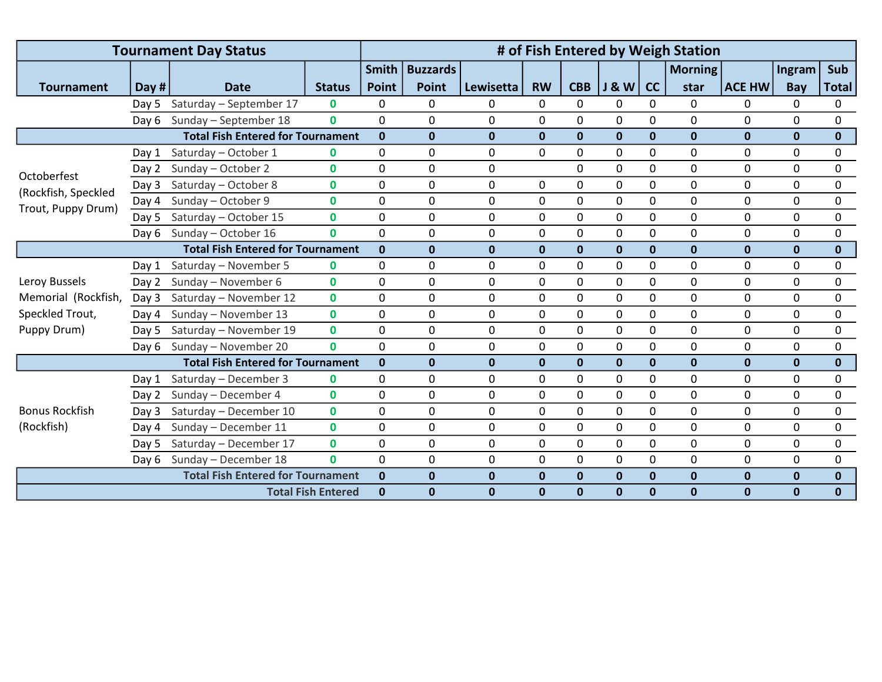| Tournament Day Status | | | | # of Fish Entered by Weigh Station | | | | | | | | | | |
|---|---|---|---|---|---|---|---|---|---|---|---|---|---|---|
| Tournament | Day # | Date | Status | Smith Point | Buzzards Point | Lewisetta | RW | CBB | J & W | CC | Morning star | ACE HW | Ingram Bay | Sub Total |
| | Day 5 | Saturday – September 17 | 0 | 0 | 0 | 0 | 0 | 0 | 0 | 0 | 0 | 0 | 0 | 0 |
| | Day 6 | Sunday – September 18 | 0 | 0 | 0 | 0 | 0 | 0 | 0 | 0 | 0 | 0 | 0 | 0 |
| | | **Total Fish Entered for Tournament** | | **0** | **0** | **0** | **0** | **0** | **0** | **0** | **0** | **0** | **0** | **0** |
| Octoberfest (Rockfish, Speckled Trout, Puppy Drum) | Day 1 | Saturday – October 1 | 0 | 0 | 0 | 0 | 0 | 0 | 0 | 0 | 0 | 0 | 0 | 0 |
| | Day 2 | Sunday – October 2 | 0 | 0 | 0 | 0 | | 0 | 0 | 0 | 0 | 0 | 0 | 0 |
| | Day 3 | Saturday – October 8 | 0 | 0 | 0 | 0 | 0 | 0 | 0 | 0 | 0 | 0 | 0 | 0 |
| | Day 4 | Sunday – October 9 | 0 | 0 | 0 | 0 | 0 | 0 | 0 | 0 | 0 | 0 | 0 | 0 |
| | Day 5 | Saturday – October 15 | 0 | 0 | 0 | 0 | 0 | 0 | 0 | 0 | 0 | 0 | 0 | 0 |
| | Day 6 | Sunday – October 16 | 0 | 0 | 0 | 0 | 0 | 0 | 0 | 0 | 0 | 0 | 0 | 0 |
| | | **Total Fish Entered for Tournament** | | **0** | **0** | **0** | **0** | **0** | **0** | **0** | **0** | **0** | **0** | **0** |
| Leroy Bussels Memorial (Rockfish, Speckled Trout, Puppy Drum) | Day 1 | Saturday – November 5 | 0 | 0 | 0 | 0 | 0 | 0 | 0 | 0 | 0 | 0 | 0 | 0 |
| | Day 2 | Sunday – November 6 | 0 | 0 | 0 | 0 | 0 | 0 | 0 | 0 | 0 | 0 | 0 | 0 |
| | Day 3 | Saturday – November 12 | 0 | 0 | 0 | 0 | 0 | 0 | 0 | 0 | 0 | 0 | 0 | 0 |
| | Day 4 | Sunday – November 13 | 0 | 0 | 0 | 0 | 0 | 0 | 0 | 0 | 0 | 0 | 0 | 0 |
| | Day 5 | Saturday – November 19 | 0 | 0 | 0 | 0 | 0 | 0 | 0 | 0 | 0 | 0 | 0 | 0 |
| | Day 6 | Sunday – November 20 | 0 | 0 | 0 | 0 | 0 | 0 | 0 | 0 | 0 | 0 | 0 | 0 |
| | | **Total Fish Entered for Tournament** | | **0** | **0** | **0** | **0** | **0** | **0** | **0** | **0** | **0** | **0** | **0** |
| Bonus Rockfish (Rockfish) | Day 1 | Saturday – December 3 | 0 | 0 | 0 | 0 | 0 | 0 | 0 | 0 | 0 | 0 | 0 | 0 |
| | Day 2 | Sunday – December 4 | 0 | 0 | 0 | 0 | 0 | 0 | 0 | 0 | 0 | 0 | 0 | 0 |
| | Day 3 | Saturday – December 10 | 0 | 0 | 0 | 0 | 0 | 0 | 0 | 0 | 0 | 0 | 0 | 0 |
| | Day 4 | Sunday – December 11 | 0 | 0 | 0 | 0 | 0 | 0 | 0 | 0 | 0 | 0 | 0 | 0 |
| | Day 5 | Saturday – December 17 | 0 | 0 | 0 | 0 | 0 | 0 | 0 | 0 | 0 | 0 | 0 | 0 |
| | Day 6 | Sunday – December 18 | 0 | 0 | 0 | 0 | 0 | 0 | 0 | 0 | 0 | 0 | 0 | 0 |
| | | **Total Fish Entered for Tournament** | | **0** | **0** | **0** | **0** | **0** | **0** | **0** | **0** | **0** | **0** | **0** |
| | | **Total Fish Entered** | | **0** | **0** | **0** | **0** | **0** | **0** | **0** | **0** | **0** | **0** | **0** |